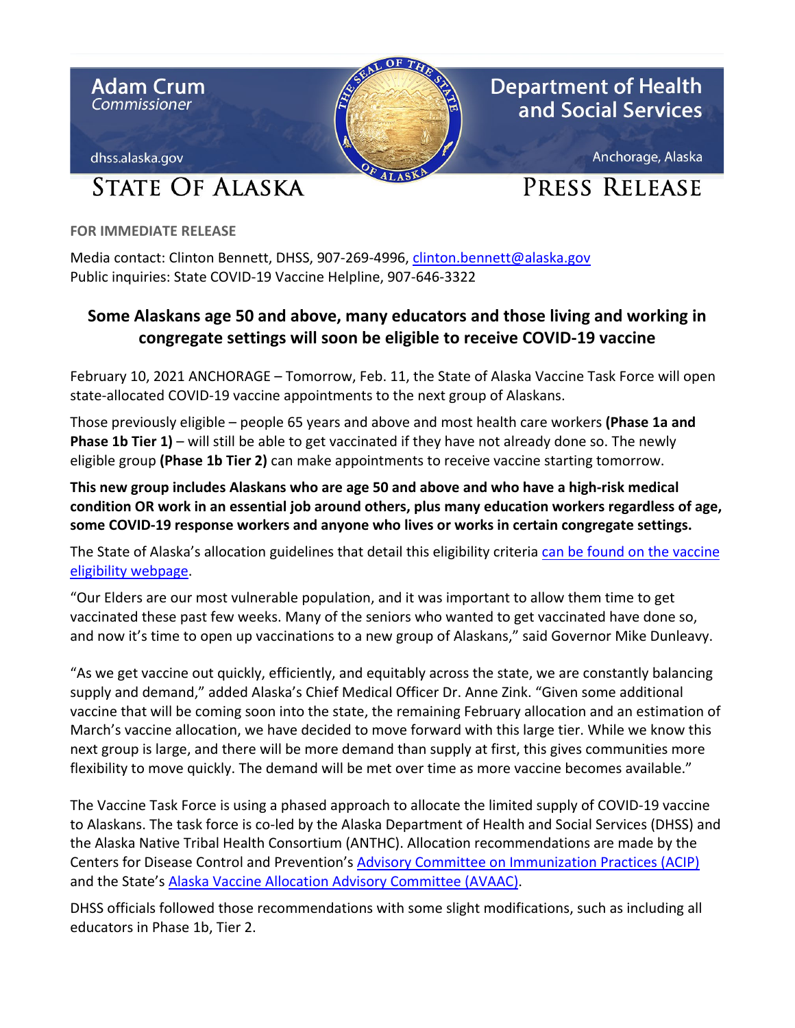Adam Crum
*Commissioner*

dhss.alaska.gov

# STATE OF ALASKA

Department of Health and Social Services

Anchorage, Alaska

# PRESS RELEASE

**FOR IMMEDIATE RELEASE**

Media contact: Clinton Bennett, DHSS, 907-269-4996, clinton.bennett@alaska.gov
Public inquiries: State COVID-19 Vaccine Helpline, 907-646-3322

## Some Alaskans age 50 and above, many educators and those living and working in congregate settings will soon be eligible to receive COVID-19 vaccine

February 10, 2021 ANCHORAGE – Tomorrow, Feb. 11, the State of Alaska Vaccine Task Force will open state-allocated COVID-19 vaccine appointments to the next group of Alaskans.

Those previously eligible – people 65 years and above and most health care workers **(Phase 1a and Phase 1b Tier 1)** – will still be able to get vaccinated if they have not already done so. The newly eligible group **(Phase 1b Tier 2)** can make appointments to receive vaccine starting tomorrow.

**This new group includes Alaskans who are age 50 and above and who have a high-risk medical condition OR work in an essential job around others, plus many education workers regardless of age, some COVID-19 response workers and anyone who lives or works in certain congregate settings.**

The State of Alaska's allocation guidelines that detail this eligibility criteria can be found on the vaccine eligibility webpage.

"Our Elders are our most vulnerable population, and it was important to allow them time to get vaccinated these past few weeks. Many of the seniors who wanted to get vaccinated have done so, and now it's time to open up vaccinations to a new group of Alaskans," said Governor Mike Dunleavy.

"As we get vaccine out quickly, efficiently, and equitably across the state, we are constantly balancing supply and demand," added Alaska's Chief Medical Officer Dr. Anne Zink. "Given some additional vaccine that will be coming soon into the state, the remaining February allocation and an estimation of March's vaccine allocation, we have decided to move forward with this large tier. While we know this next group is large, and there will be more demand than supply at first, this gives communities more flexibility to move quickly. The demand will be met over time as more vaccine becomes available."

The Vaccine Task Force is using a phased approach to allocate the limited supply of COVID-19 vaccine to Alaskans. The task force is co-led by the Alaska Department of Health and Social Services (DHSS) and the Alaska Native Tribal Health Consortium (ANTHC). Allocation recommendations are made by the Centers for Disease Control and Prevention's Advisory Committee on Immunization Practices (ACIP) and the State's Alaska Vaccine Allocation Advisory Committee (AVAAC).

DHSS officials followed those recommendations with some slight modifications, such as including all educators in Phase 1b, Tier 2.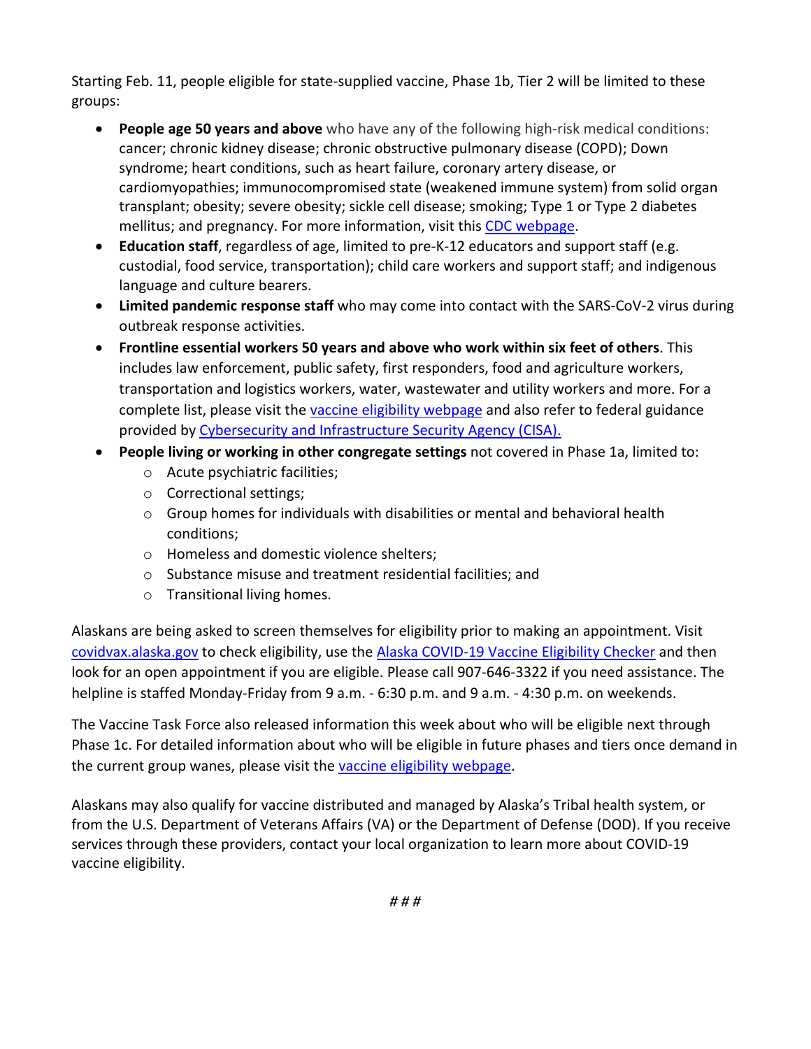Starting Feb. 11, people eligible for state-supplied vaccine, Phase 1b, Tier 2 will be limited to these groups:

- **People age 50 years and above** who have any of the following high-risk medical conditions: cancer; chronic kidney disease; chronic obstructive pulmonary disease (COPD); Down syndrome; heart conditions, such as heart failure, coronary artery disease, or cardiomyopathies; immunocompromised state (weakened immune system) from solid organ transplant; obesity; severe obesity; sickle cell disease; smoking; Type 1 or Type 2 diabetes mellitus; and pregnancy. For more information, visit this CDC webpage.
- **Education staff**, regardless of age, limited to pre-K-12 educators and support staff (e.g. custodial, food service, transportation); child care workers and support staff; and indigenous language and culture bearers.
- **Limited pandemic response staff** who may come into contact with the SARS-CoV-2 virus during outbreak response activities.
- **Frontline essential workers 50 years and above who work within six feet of others**. This includes law enforcement, public safety, first responders, food and agriculture workers, transportation and logistics workers, water, wastewater and utility workers and more. For a complete list, please visit the vaccine eligibility webpage and also refer to federal guidance provided by Cybersecurity and Infrastructure Security Agency (CISA).
- **People living or working in other congregate settings** not covered in Phase 1a, limited to:
  - Acute psychiatric facilities;
  - Correctional settings;
  - Group homes for individuals with disabilities or mental and behavioral health conditions;
  - Homeless and domestic violence shelters;
  - Substance misuse and treatment residential facilities; and
  - Transitional living homes.

Alaskans are being asked to screen themselves for eligibility prior to making an appointment. Visit covidvax.alaska.gov to check eligibility, use the Alaska COVID-19 Vaccine Eligibility Checker and then look for an open appointment if you are eligible. Please call 907-646-3322 if you need assistance. The helpline is staffed Monday-Friday from 9 a.m. - 6:30 p.m. and 9 a.m. - 4:30 p.m. on weekends.

The Vaccine Task Force also released information this week about who will be eligible next through Phase 1c. For detailed information about who will be eligible in future phases and tiers once demand in the current group wanes, please visit the vaccine eligibility webpage.

Alaskans may also qualify for vaccine distributed and managed by Alaska's Tribal health system, or from the U.S. Department of Veterans Affairs (VA) or the Department of Defense (DOD). If you receive services through these providers, contact your local organization to learn more about COVID-19 vaccine eligibility.

*# # #*